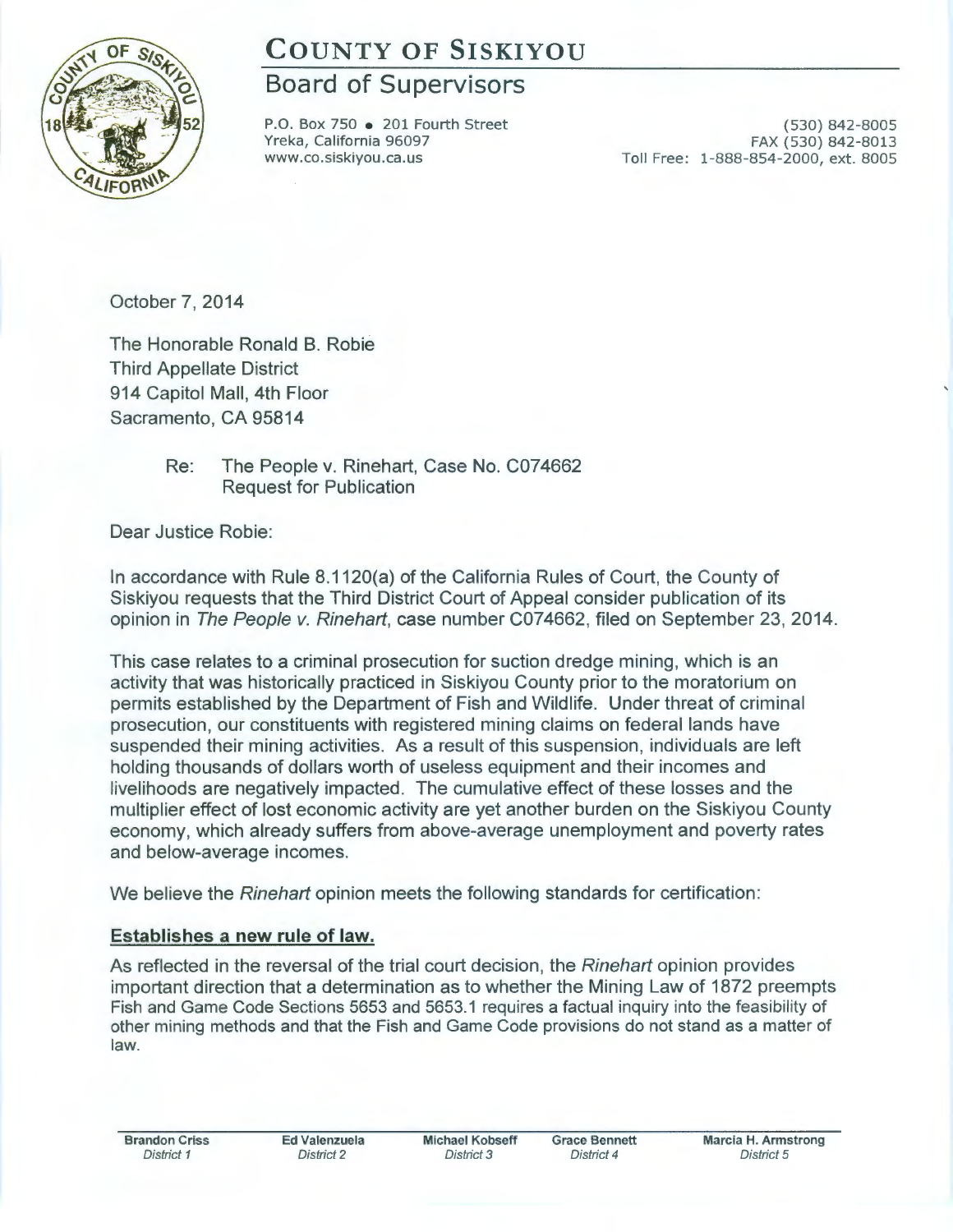# COUNTY OF SISKIYOU

## Board of Supervisors

P.O. Box 750 • 201 Fourth Street
Yreka, California 96097
www.co.siskiyou.ca.us

(530) 842-8005
FAX (530) 842-8013
Toll Free: 1-888-854-2000, ext. 8005

October 7, 2014

The Honorable Ronald B. Robie
Third Appellate District
914 Capitol Mall, 4th Floor
Sacramento, CA 95814

Re: The People v. Rinehart, Case No. C074662
Request for Publication

Dear Justice Robie:

In accordance with Rule 8.1120(a) of the California Rules of Court, the County of Siskiyou requests that the Third District Court of Appeal consider publication of its opinion in *The People v. Rinehart*, case number C074662, filed on September 23, 2014.

This case relates to a criminal prosecution for suction dredge mining, which is an activity that was historically practiced in Siskiyou County prior to the moratorium on permits established by the Department of Fish and Wildlife. Under threat of criminal prosecution, our constituents with registered mining claims on federal lands have suspended their mining activities. As a result of this suspension, individuals are left holding thousands of dollars worth of useless equipment and their incomes and livelihoods are negatively impacted. The cumulative effect of these losses and the multiplier effect of lost economic activity are yet another burden on the Siskiyou County economy, which already suffers from above-average unemployment and poverty rates and below-average incomes.

We believe the *Rinehart* opinion meets the following standards for certification:

**Establishes a new rule of law.**

As reflected in the reversal of the trial court decision, the *Rinehart* opinion provides important direction that a determination as to whether the Mining Law of 1872 preempts Fish and Game Code Sections 5653 and 5653.1 requires a factual inquiry into the feasibility of other mining methods and that the Fish and Game Code provisions do not stand as a matter of law.

| Brandon Criss | Ed Valenzuela | Michael Kobseff | Grace Bennett | Marcia H. Armstrong |
|---|---|---|---|---|
| *District 1* | *District 2* | *District 3* | *District 4* | *District 5* |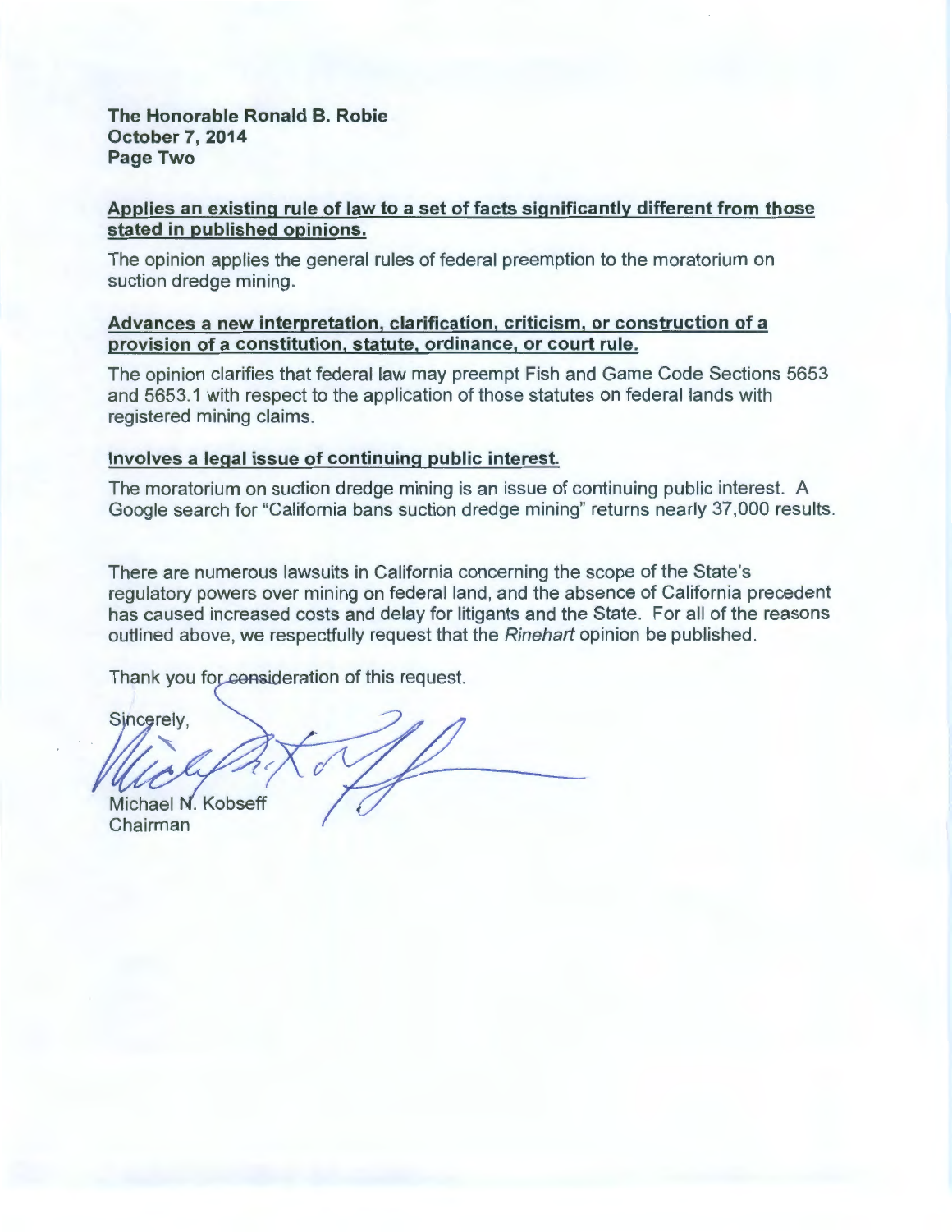The Honorable Ronald B. Robie
October 7, 2014
Page Two

**Applies an existing rule of law to a set of facts significantly different from those stated in published opinions.**

The opinion applies the general rules of federal preemption to the moratorium on suction dredge mining.

**Advances a new interpretation, clarification, criticism, or construction of a provision of a constitution, statute, ordinance, or court rule.**

The opinion clarifies that federal law may preempt Fish and Game Code Sections 5653 and 5653.1 with respect to the application of those statutes on federal lands with registered mining claims.

**Involves a legal issue of continuing public interest.**

The moratorium on suction dredge mining is an issue of continuing public interest. A Google search for "California bans suction dredge mining" returns nearly 37,000 results.

There are numerous lawsuits in California concerning the scope of the State's regulatory powers over mining on federal land, and the absence of California precedent has caused increased costs and delay for litigants and the State. For all of the reasons outlined above, we respectfully request that the *Rinehart* opinion be published.

Thank you for consideration of this request.

Sincerely,

Michael N. Kobseff
Chairman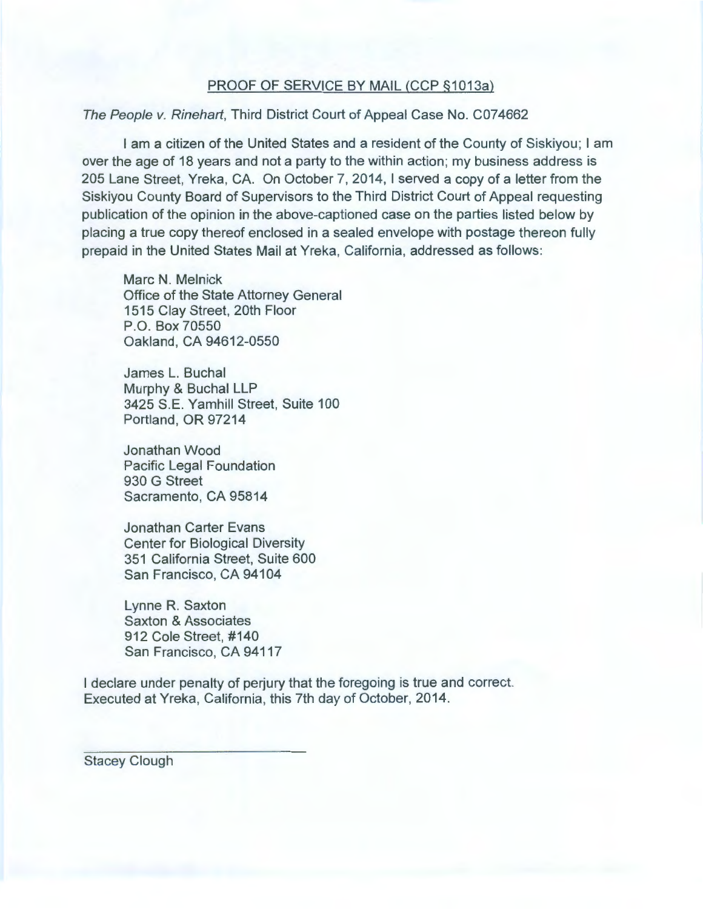PROOF OF SERVICE BY MAIL (CCP §1013a)

*The People v. Rinehart*, Third District Court of Appeal Case No. C074662

I am a citizen of the United States and a resident of the County of Siskiyou; I am over the age of 18 years and not a party to the within action; my business address is 205 Lane Street, Yreka, CA. On October 7, 2014, I served a copy of a letter from the Siskiyou County Board of Supervisors to the Third District Court of Appeal requesting publication of the opinion in the above-captioned case on the parties listed below by placing a true copy thereof enclosed in a sealed envelope with postage thereon fully prepaid in the United States Mail at Yreka, California, addressed as follows:

Marc N. Melnick
Office of the State Attorney General
1515 Clay Street, 20th Floor
P.O. Box 70550
Oakland, CA 94612-0550

James L. Buchal
Murphy & Buchal LLP
3425 S.E. Yamhill Street, Suite 100
Portland, OR 97214

Jonathan Wood
Pacific Legal Foundation
930 G Street
Sacramento, CA 95814

Jonathan Carter Evans
Center for Biological Diversity
351 California Street, Suite 600
San Francisco, CA 94104

Lynne R. Saxton
Saxton & Associates
912 Cole Street, #140
San Francisco, CA 94117

I declare under penalty of perjury that the foregoing is true and correct.
Executed at Yreka, California, this 7th day of October, 2014.

Stacey Clough